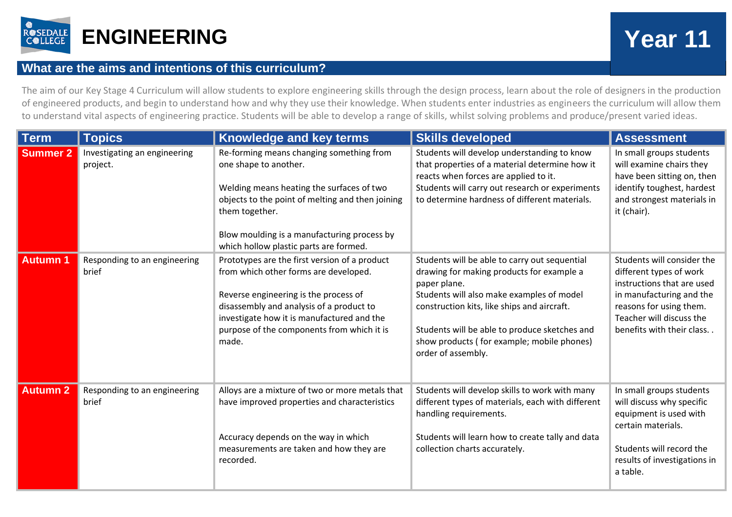# ENGINEERING

# Year 11

## What are the aims and intentions of this curriculum?

The aim of our Key Stage 4 Curriculum will allow students to explore engineering skills through the design process, learn about the role of designers in the production of engineered products, and begin to understand how and why they use their knowledge. When students enter industries as engineers the curriculum will allow them to understand vital aspects of engineering practice. Students will be able to develop a range of skills, whilst solving problems and produce/present varied ideas.

| Term | Topics | Knowledge and key terms | Skills developed | Assessment |
|---|---|---|---|---|
| **Summer 2** | Investigating an engineering project. | Re-forming means changing something from one shape to another.<br><br>Welding means heating the surfaces of two objects to the point of melting and then joining them together.<br><br>Blow moulding is a manufacturing process by which hollow plastic parts are formed. | Students will develop understanding to know that properties of a material determine how it reacts when forces are applied to it.<br>Students will carry out research or experiments to determine hardness of different materials. | In small groups students will examine chairs they have been sitting on, then identify toughest, hardest and strongest materials in it (chair). |
| **Autumn 1** | Responding to an engineering brief | Prototypes are the first version of a product from which other forms are developed.<br><br>Reverse engineering is the process of disassembly and analysis of a product to investigate how it is manufactured and the purpose of the components from which it is made. | Students will be able to carry out sequential drawing for making products for example a paper plane.<br>Students will also make examples of model construction kits, like ships and aircraft.<br><br>Students will be able to produce sketches and show products ( for example; mobile phones) order of assembly. | Students will consider the different types of work instructions that are used in manufacturing and the reasons for using them. Teacher will discuss the benefits with their class. . |
| **Autumn 2** | Responding to an engineering brief | Alloys are a mixture of two or more metals that have improved properties and characteristics<br><br>Accuracy depends on the way in which measurements are taken and how they are recorded. | Students will develop skills to work with many different types of materials, each with different handling requirements.<br><br>Students will learn how to create tally and data collection charts accurately. | In small groups students will discuss why specific equipment is used with certain materials.<br><br>Students will record the results of investigations in a table. |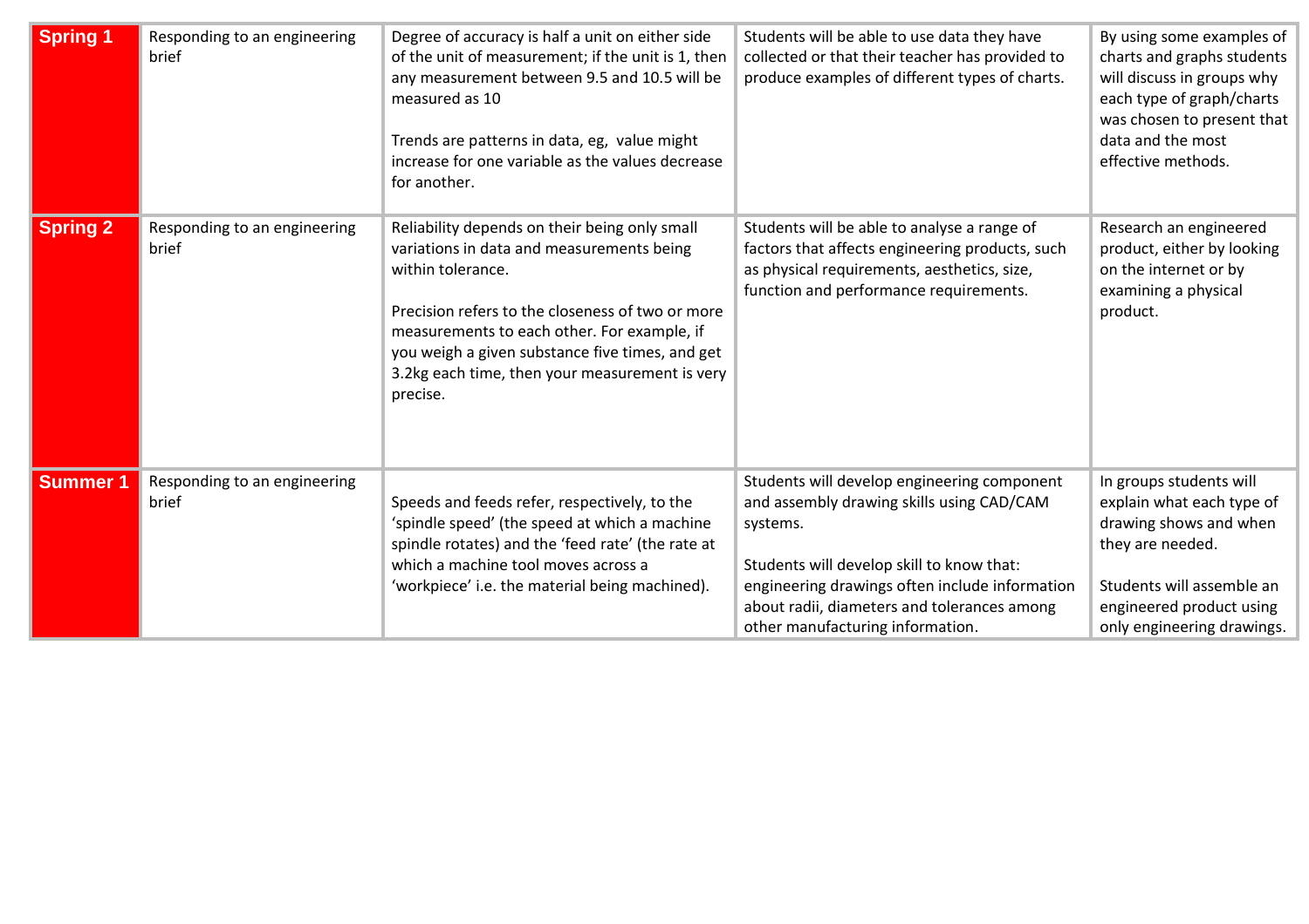| | | | | |
|---|---|---|---|---|
| **Spring 1** | Responding to an engineering brief | Degree of accuracy is half a unit on either side of the unit of measurement; if the unit is 1, then any measurement between 9.5 and 10.5 will be measured as 10<br><br>Trends are patterns in data, eg, value might increase for one variable as the values decrease for another. | Students will be able to use data they have collected or that their teacher has provided to produce examples of different types of charts. | By using some examples of charts and graphs students will discuss in groups why each type of graph/charts was chosen to present that data and the most effective methods. |
| **Spring 2** | Responding to an engineering brief | Reliability depends on their being only small variations in data and measurements being within tolerance.<br><br>Precision refers to the closeness of two or more measurements to each other. For example, if you weigh a given substance five times, and get 3.2kg each time, then your measurement is very precise. | Students will be able to analyse a range of factors that affects engineering products, such as physical requirements, aesthetics, size, function and performance requirements. | Research an engineered product, either by looking on the internet or by examining a physical product. |
| **Summer 1** | Responding to an engineering brief | Speeds and feeds refer, respectively, to the 'spindle speed' (the speed at which a machine spindle rotates) and the 'feed rate' (the rate at which a machine tool moves across a 'workpiece' i.e. the material being machined). | Students will develop engineering component and assembly drawing skills using CAD/CAM systems.<br><br>Students will develop skill to know that: engineering drawings often include information about radii, diameters and tolerances among other manufacturing information. | In groups students will explain what each type of drawing shows and when they are needed.<br><br>Students will assemble an engineered product using only engineering drawings. |